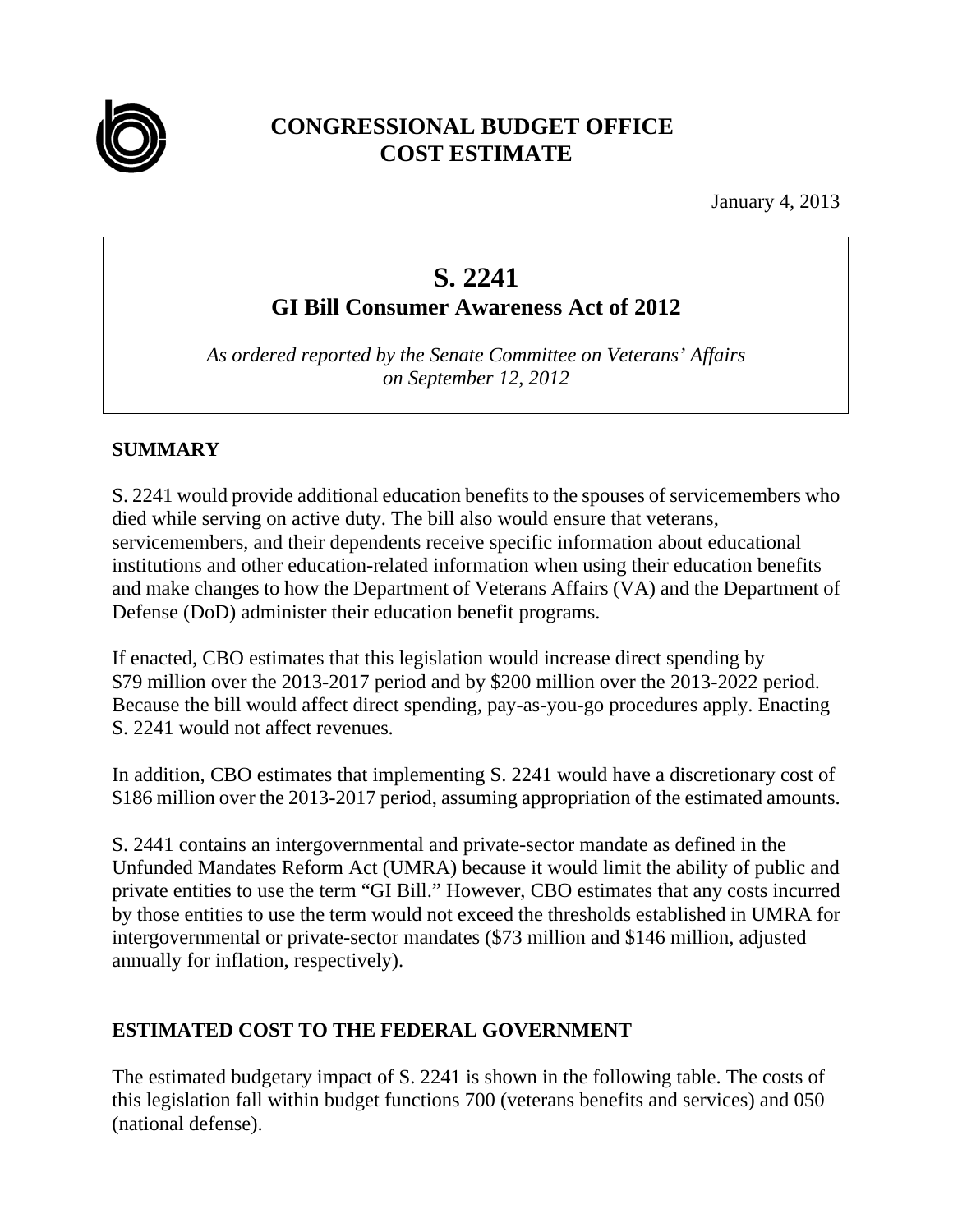# CONGRESSIONAL BUDGET OFFICE COST ESTIMATE

January 4, 2013

## S. 2241

### GI Bill Consumer Awareness Act of 2012

*As ordered reported by the Senate Committee on Veterans' Affairs on September 12, 2012*

## SUMMARY

S. 2241 would provide additional education benefits to the spouses of servicemembers who died while serving on active duty. The bill also would ensure that veterans, servicemembers, and their dependents receive specific information about educational institutions and other education-related information when using their education benefits and make changes to how the Department of Veterans Affairs (VA) and the Department of Defense (DoD) administer their education benefit programs.

If enacted, CBO estimates that this legislation would increase direct spending by $79 million over the 2013-2017 period and by $200 million over the 2013-2022 period. Because the bill would affect direct spending, pay-as-you-go procedures apply. Enacting S. 2241 would not affect revenues.

In addition, CBO estimates that implementing S. 2241 would have a discretionary cost of $186 million over the 2013-2017 period, assuming appropriation of the estimated amounts.

S. 2441 contains an intergovernmental and private-sector mandate as defined in the Unfunded Mandates Reform Act (UMRA) because it would limit the ability of public and private entities to use the term "GI Bill." However, CBO estimates that any costs incurred by those entities to use the term would not exceed the thresholds established in UMRA for intergovernmental or private-sector mandates ($73 million and $146 million, adjusted annually for inflation, respectively).

## ESTIMATED COST TO THE FEDERAL GOVERNMENT

The estimated budgetary impact of S. 2241 is shown in the following table. The costs of this legislation fall within budget functions 700 (veterans benefits and services) and 050 (national defense).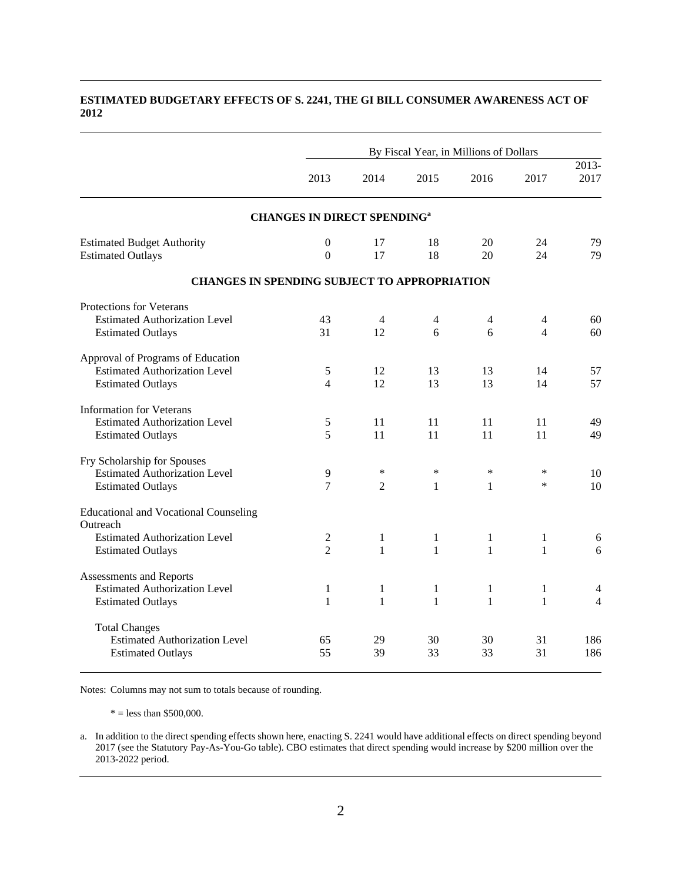**ESTIMATED BUDGETARY EFFECTS OF S. 2241, THE GI BILL CONSUMER AWARENESS ACT OF 2012**

| | By Fiscal Year, in Millions of Dollars | | | | | |
|---|---|---|---|---|---|---|
| | 2013 | 2014 | 2015 | 2016 | 2017 | 2013-2017 |
| **CHANGES IN DIRECT SPENDING[a]** | | | | | | |
| Estimated Budget Authority | 0 | 17 | 18 | 20 | 24 | 79 |
| Estimated Outlays | 0 | 17 | 18 | 20 | 24 | 79 |
| **CHANGES IN SPENDING SUBJECT TO APPROPRIATION** | | | | | | |
| Protections for Veterans | | | | | | |
| Estimated Authorization Level | 43 | 4 | 4 | 4 | 4 | 60 |
| Estimated Outlays | 31 | 12 | 6 | 6 | 4 | 60 |
| Approval of Programs of Education | | | | | | |
| Estimated Authorization Level | 5 | 12 | 13 | 13 | 14 | 57 |
| Estimated Outlays | 4 | 12 | 13 | 13 | 14 | 57 |
| Information for Veterans | | | | | | |
| Estimated Authorization Level | 5 | 11 | 11 | 11 | 11 | 49 |
| Estimated Outlays | 5 | 11 | 11 | 11 | 11 | 49 |
| Fry Scholarship for Spouses | | | | | | |
| Estimated Authorization Level | 9 | * | * | * | * | 10 |
| Estimated Outlays | 7 | 2 | 1 | 1 | * | 10 |
| Educational and Vocational Counseling Outreach | | | | | | |
| Estimated Authorization Level | 2 | 1 | 1 | 1 | 1 | 6 |
| Estimated Outlays | 2 | 1 | 1 | 1 | 1 | 6 |
| Assessments and Reports | | | | | | |
| Estimated Authorization Level | 1 | 1 | 1 | 1 | 1 | 4 |
| Estimated Outlays | 1 | 1 | 1 | 1 | 1 | 4 |
| Total Changes | | | | | | |
| Estimated Authorization Level | 65 | 29 | 30 | 30 | 31 | 186 |
| Estimated Outlays | 55 | 39 | 33 | 33 | 31 | 186 |

Notes: Columns may not sum to totals because of rounding.

* = less than $500,000.

a. In addition to the direct spending effects shown here, enacting S. 2241 would have additional effects on direct spending beyond 2017 (see the Statutory Pay-As-You-Go table). CBO estimates that direct spending would increase by $200 million over the 2013-2022 period.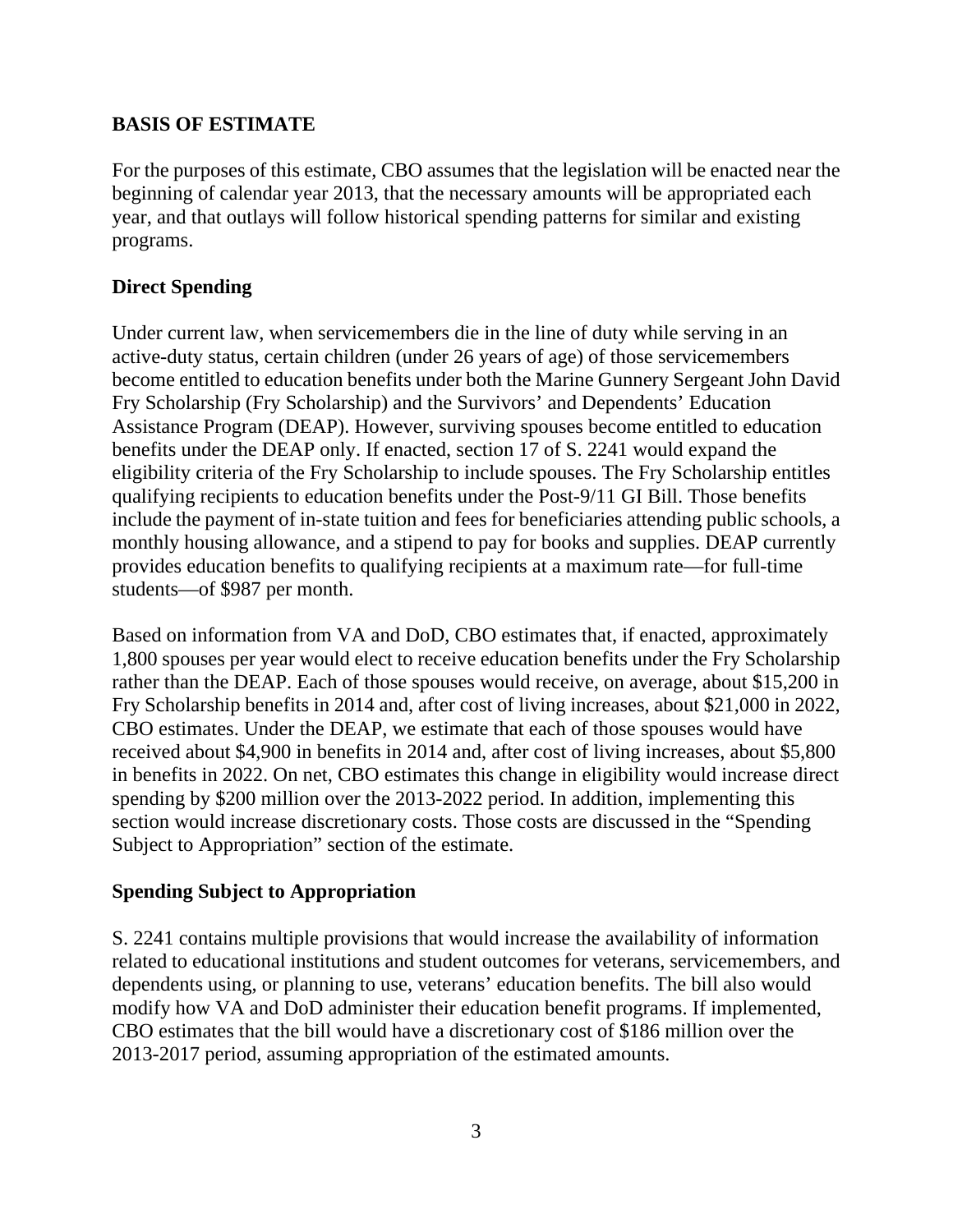## BASIS OF ESTIMATE

For the purposes of this estimate, CBO assumes that the legislation will be enacted near the beginning of calendar year 2013, that the necessary amounts will be appropriated each year, and that outlays will follow historical spending patterns for similar and existing programs.

### Direct Spending

Under current law, when servicemembers die in the line of duty while serving in an active-duty status, certain children (under 26 years of age) of those servicemembers become entitled to education benefits under both the Marine Gunnery Sergeant John David Fry Scholarship (Fry Scholarship) and the Survivors' and Dependents' Education Assistance Program (DEAP). However, surviving spouses become entitled to education benefits under the DEAP only. If enacted, section 17 of S. 2241 would expand the eligibility criteria of the Fry Scholarship to include spouses. The Fry Scholarship entitles qualifying recipients to education benefits under the Post-9/11 GI Bill. Those benefits include the payment of in-state tuition and fees for beneficiaries attending public schools, a monthly housing allowance, and a stipend to pay for books and supplies. DEAP currently provides education benefits to qualifying recipients at a maximum rate—for full-time students—of $987 per month.

Based on information from VA and DoD, CBO estimates that, if enacted, approximately 1,800 spouses per year would elect to receive education benefits under the Fry Scholarship rather than the DEAP. Each of those spouses would receive, on average, about $15,200 in Fry Scholarship benefits in 2014 and, after cost of living increases, about $21,000 in 2022, CBO estimates. Under the DEAP, we estimate that each of those spouses would have received about $4,900 in benefits in 2014 and, after cost of living increases, about $5,800 in benefits in 2022. On net, CBO estimates this change in eligibility would increase direct spending by $200 million over the 2013-2022 period. In addition, implementing this section would increase discretionary costs. Those costs are discussed in the "Spending Subject to Appropriation" section of the estimate.

### Spending Subject to Appropriation

S. 2241 contains multiple provisions that would increase the availability of information related to educational institutions and student outcomes for veterans, servicemembers, and dependents using, or planning to use, veterans' education benefits. The bill also would modify how VA and DoD administer their education benefit programs. If implemented, CBO estimates that the bill would have a discretionary cost of $186 million over the 2013-2017 period, assuming appropriation of the estimated amounts.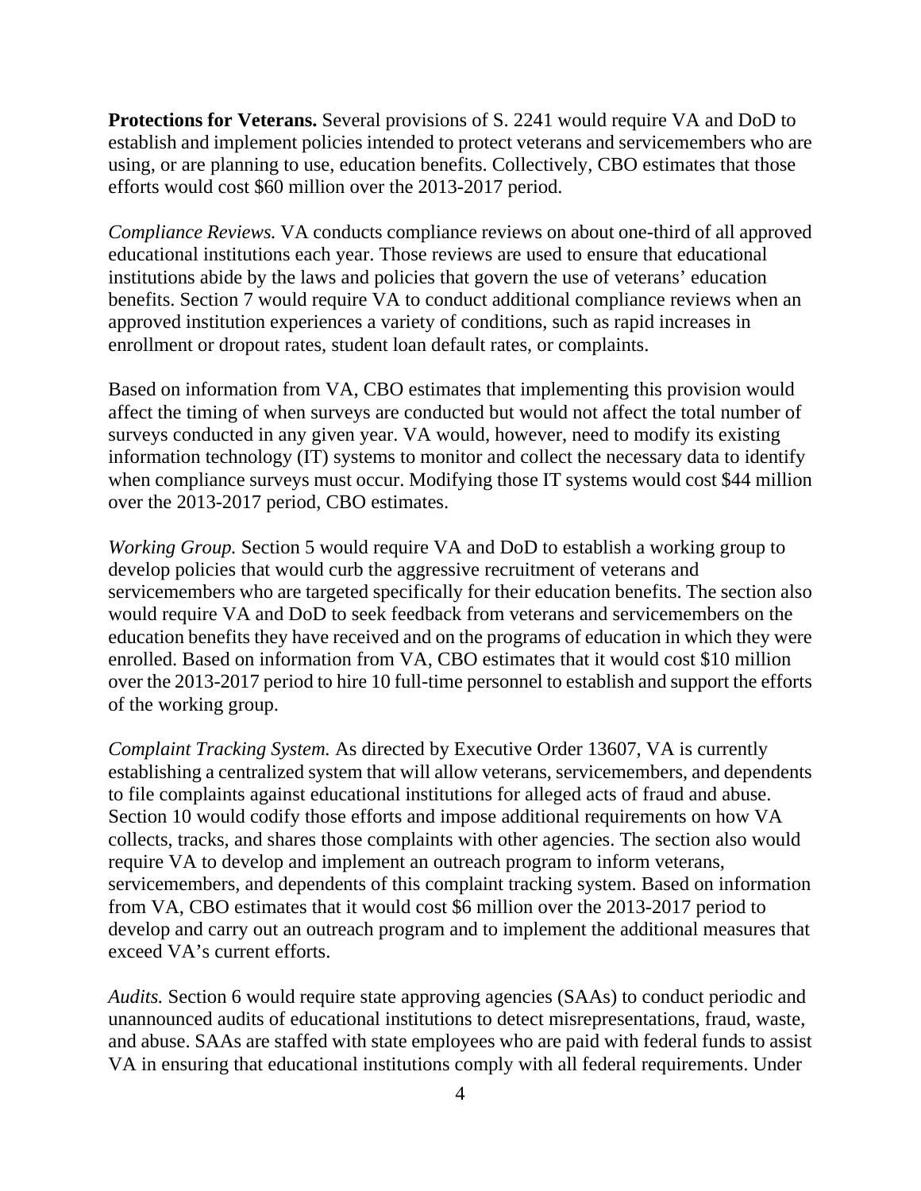**Protections for Veterans.** Several provisions of S. 2241 would require VA and DoD to establish and implement policies intended to protect veterans and servicemembers who are using, or are planning to use, education benefits. Collectively, CBO estimates that those efforts would cost $60 million over the 2013-2017 period.

*Compliance Reviews.* VA conducts compliance reviews on about one-third of all approved educational institutions each year. Those reviews are used to ensure that educational institutions abide by the laws and policies that govern the use of veterans' education benefits. Section 7 would require VA to conduct additional compliance reviews when an approved institution experiences a variety of conditions, such as rapid increases in enrollment or dropout rates, student loan default rates, or complaints.

Based on information from VA, CBO estimates that implementing this provision would affect the timing of when surveys are conducted but would not affect the total number of surveys conducted in any given year. VA would, however, need to modify its existing information technology (IT) systems to monitor and collect the necessary data to identify when compliance surveys must occur. Modifying those IT systems would cost $44 million over the 2013-2017 period, CBO estimates.

*Working Group.* Section 5 would require VA and DoD to establish a working group to develop policies that would curb the aggressive recruitment of veterans and servicemembers who are targeted specifically for their education benefits. The section also would require VA and DoD to seek feedback from veterans and servicemembers on the education benefits they have received and on the programs of education in which they were enrolled. Based on information from VA, CBO estimates that it would cost $10 million over the 2013-2017 period to hire 10 full-time personnel to establish and support the efforts of the working group.

*Complaint Tracking System.* As directed by Executive Order 13607, VA is currently establishing a centralized system that will allow veterans, servicemembers, and dependents to file complaints against educational institutions for alleged acts of fraud and abuse. Section 10 would codify those efforts and impose additional requirements on how VA collects, tracks, and shares those complaints with other agencies. The section also would require VA to develop and implement an outreach program to inform veterans, servicemembers, and dependents of this complaint tracking system. Based on information from VA, CBO estimates that it would cost $6 million over the 2013-2017 period to develop and carry out an outreach program and to implement the additional measures that exceed VA's current efforts.

*Audits.* Section 6 would require state approving agencies (SAAs) to conduct periodic and unannounced audits of educational institutions to detect misrepresentations, fraud, waste, and abuse. SAAs are staffed with state employees who are paid with federal funds to assist VA in ensuring that educational institutions comply with all federal requirements. Under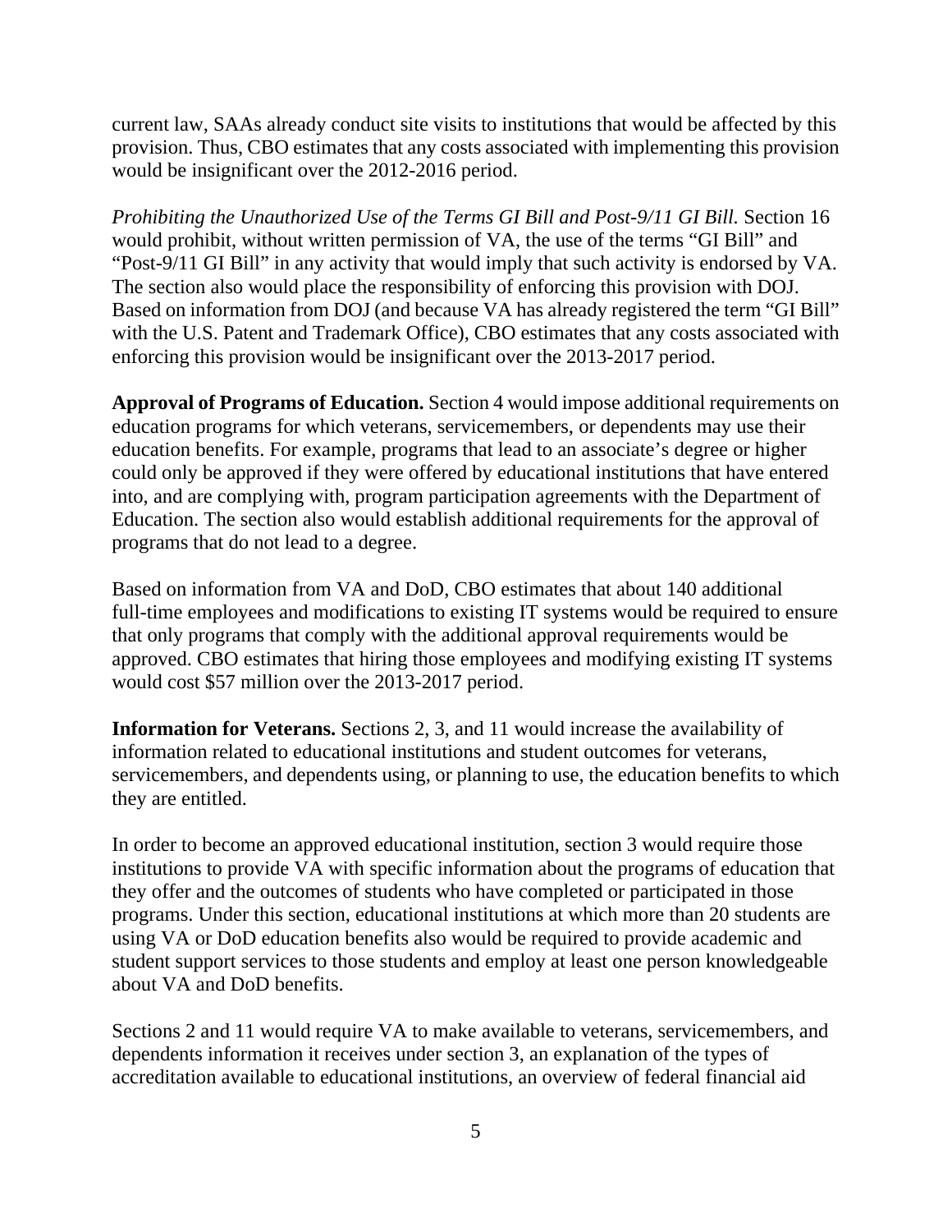current law, SAAs already conduct site visits to institutions that would be affected by this provision. Thus, CBO estimates that any costs associated with implementing this provision would be insignificant over the 2012-2016 period.

*Prohibiting the Unauthorized Use of the Terms GI Bill and Post-9/11 GI Bill.* Section 16 would prohibit, without written permission of VA, the use of the terms "GI Bill" and "Post-9/11 GI Bill" in any activity that would imply that such activity is endorsed by VA. The section also would place the responsibility of enforcing this provision with DOJ. Based on information from DOJ (and because VA has already registered the term "GI Bill" with the U.S. Patent and Trademark Office), CBO estimates that any costs associated with enforcing this provision would be insignificant over the 2013-2017 period.

**Approval of Programs of Education.** Section 4 would impose additional requirements on education programs for which veterans, servicemembers, or dependents may use their education benefits. For example, programs that lead to an associate's degree or higher could only be approved if they were offered by educational institutions that have entered into, and are complying with, program participation agreements with the Department of Education. The section also would establish additional requirements for the approval of programs that do not lead to a degree.

Based on information from VA and DoD, CBO estimates that about 140 additional full-time employees and modifications to existing IT systems would be required to ensure that only programs that comply with the additional approval requirements would be approved. CBO estimates that hiring those employees and modifying existing IT systems would cost $57 million over the 2013-2017 period.

**Information for Veterans.** Sections 2, 3, and 11 would increase the availability of information related to educational institutions and student outcomes for veterans, servicemembers, and dependents using, or planning to use, the education benefits to which they are entitled.

In order to become an approved educational institution, section 3 would require those institutions to provide VA with specific information about the programs of education that they offer and the outcomes of students who have completed or participated in those programs. Under this section, educational institutions at which more than 20 students are using VA or DoD education benefits also would be required to provide academic and student support services to those students and employ at least one person knowledgeable about VA and DoD benefits.

Sections 2 and 11 would require VA to make available to veterans, servicemembers, and dependents information it receives under section 3, an explanation of the types of accreditation available to educational institutions, an overview of federal financial aid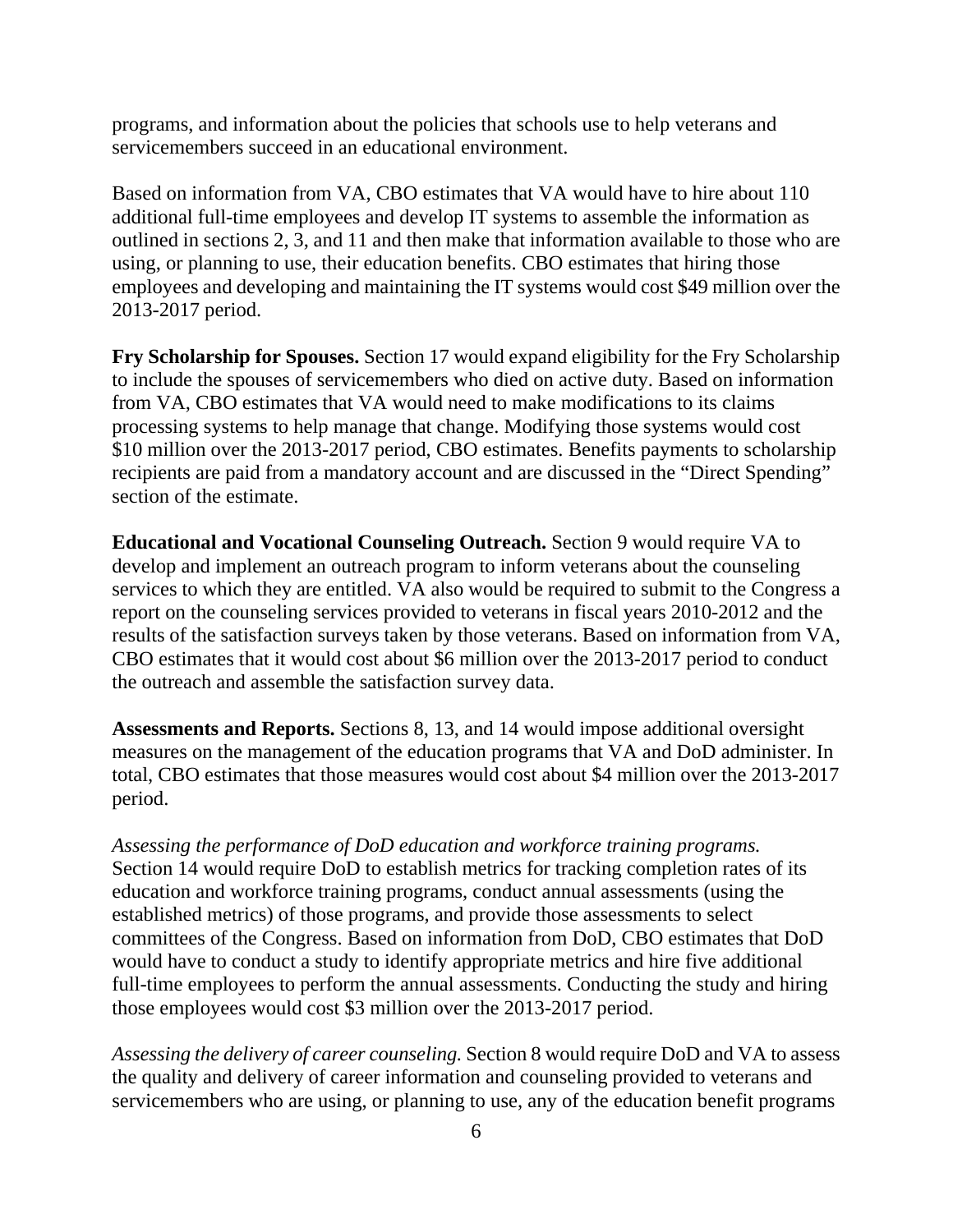programs, and information about the policies that schools use to help veterans and servicemembers succeed in an educational environment.

Based on information from VA, CBO estimates that VA would have to hire about 110 additional full-time employees and develop IT systems to assemble the information as outlined in sections 2, 3, and 11 and then make that information available to those who are using, or planning to use, their education benefits. CBO estimates that hiring those employees and developing and maintaining the IT systems would cost $49 million over the 2013-2017 period.

**Fry Scholarship for Spouses.** Section 17 would expand eligibility for the Fry Scholarship to include the spouses of servicemembers who died on active duty. Based on information from VA, CBO estimates that VA would need to make modifications to its claims processing systems to help manage that change. Modifying those systems would cost $10 million over the 2013-2017 period, CBO estimates. Benefits payments to scholarship recipients are paid from a mandatory account and are discussed in the "Direct Spending" section of the estimate.

**Educational and Vocational Counseling Outreach.** Section 9 would require VA to develop and implement an outreach program to inform veterans about the counseling services to which they are entitled. VA also would be required to submit to the Congress a report on the counseling services provided to veterans in fiscal years 2010-2012 and the results of the satisfaction surveys taken by those veterans. Based on information from VA, CBO estimates that it would cost about $6 million over the 2013-2017 period to conduct the outreach and assemble the satisfaction survey data.

**Assessments and Reports.** Sections 8, 13, and 14 would impose additional oversight measures on the management of the education programs that VA and DoD administer. In total, CBO estimates that those measures would cost about $4 million over the 2013-2017 period.

*Assessing the performance of DoD education and workforce training programs.* Section 14 would require DoD to establish metrics for tracking completion rates of its education and workforce training programs, conduct annual assessments (using the established metrics) of those programs, and provide those assessments to select committees of the Congress. Based on information from DoD, CBO estimates that DoD would have to conduct a study to identify appropriate metrics and hire five additional full-time employees to perform the annual assessments. Conducting the study and hiring those employees would cost $3 million over the 2013-2017 period.

*Assessing the delivery of career counseling.* Section 8 would require DoD and VA to assess the quality and delivery of career information and counseling provided to veterans and servicemembers who are using, or planning to use, any of the education benefit programs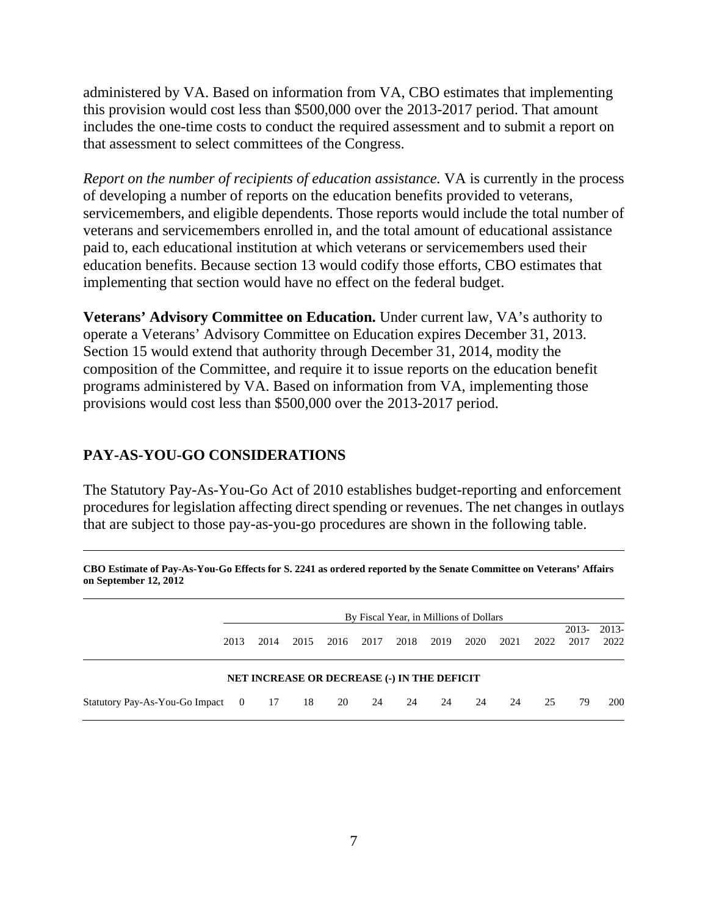administered by VA. Based on information from VA, CBO estimates that implementing this provision would cost less than $500,000 over the 2013-2017 period. That amount includes the one-time costs to conduct the required assessment and to submit a report on that assessment to select committees of the Congress.

*Report on the number of recipients of education assistance.* VA is currently in the process of developing a number of reports on the education benefits provided to veterans, servicemembers, and eligible dependents. Those reports would include the total number of veterans and servicemembers enrolled in, and the total amount of educational assistance paid to, each educational institution at which veterans or servicemembers used their education benefits. Because section 13 would codify those efforts, CBO estimates that implementing that section would have no effect on the federal budget.

**Veterans' Advisory Committee on Education.** Under current law, VA's authority to operate a Veterans' Advisory Committee on Education expires December 31, 2013. Section 15 would extend that authority through December 31, 2014, modity the composition of the Committee, and require it to issue reports on the education benefit programs administered by VA. Based on information from VA, implementing those provisions would cost less than $500,000 over the 2013-2017 period.

## PAY-AS-YOU-GO CONSIDERATIONS

The Statutory Pay-As-You-Go Act of 2010 establishes budget-reporting and enforcement procedures for legislation affecting direct spending or revenues. The net changes in outlays that are subject to those pay-as-you-go procedures are shown in the following table.

**CBO Estimate of Pay-As-You-Go Effects for S. 2241 as ordered reported by the Senate Committee on Veterans' Affairs on September 12, 2012**

| | By Fiscal Year, in Millions of Dollars | | | | | | | | | | | |
|---|---|---|---|---|---|---|---|---|---|---|---|---|
| | 2013 | 2014 | 2015 | 2016 | 2017 | 2018 | 2019 | 2020 | 2021 | 2022 | 2013-2017 | 2013-2022 |
| | NET INCREASE OR DECREASE (-) IN THE DEFICIT | | | | | | | | | | | |
| Statutory Pay-As-You-Go Impact | 0 | 17 | 18 | 20 | 24 | 24 | 24 | 24 | 24 | 25 | 79 | 200 |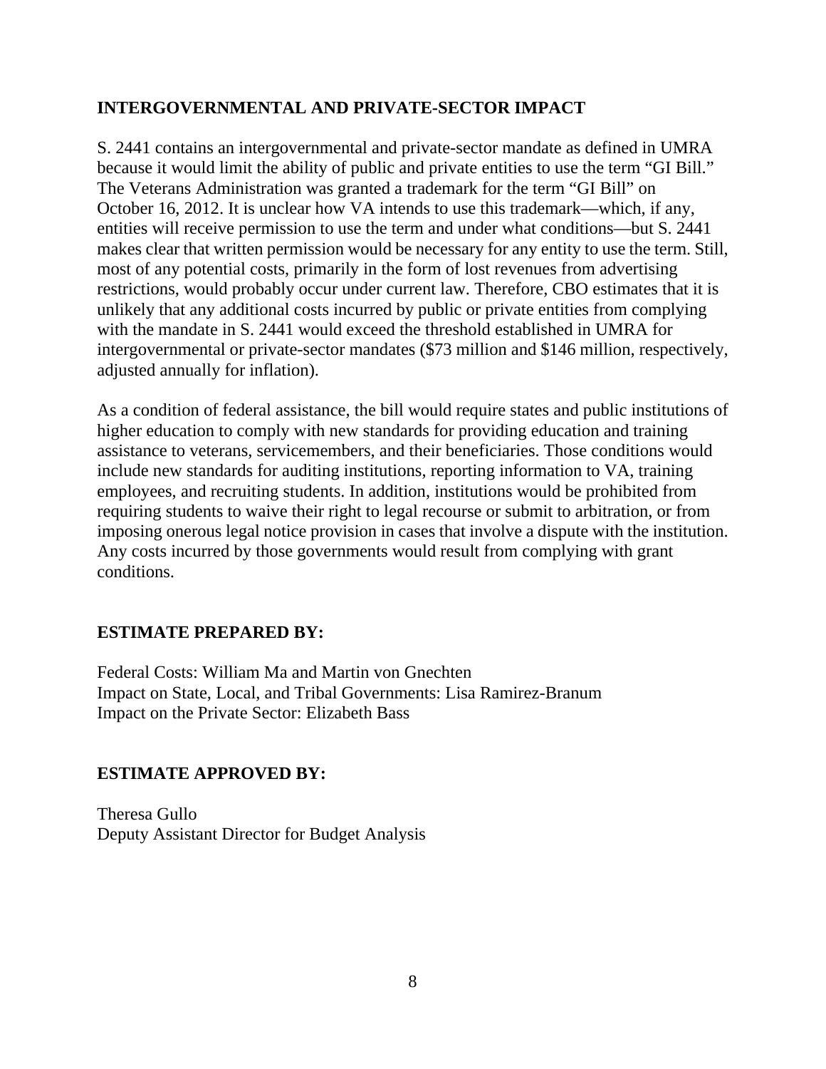## INTERGOVERNMENTAL AND PRIVATE-SECTOR IMPACT

S. 2441 contains an intergovernmental and private-sector mandate as defined in UMRA because it would limit the ability of public and private entities to use the term "GI Bill." The Veterans Administration was granted a trademark for the term "GI Bill" on October 16, 2012. It is unclear how VA intends to use this trademark—which, if any, entities will receive permission to use the term and under what conditions—but S. 2441 makes clear that written permission would be necessary for any entity to use the term. Still, most of any potential costs, primarily in the form of lost revenues from advertising restrictions, would probably occur under current law. Therefore, CBO estimates that it is unlikely that any additional costs incurred by public or private entities from complying with the mandate in S. 2441 would exceed the threshold established in UMRA for intergovernmental or private-sector mandates ($73 million and $146 million, respectively, adjusted annually for inflation).

As a condition of federal assistance, the bill would require states and public institutions of higher education to comply with new standards for providing education and training assistance to veterans, servicemembers, and their beneficiaries. Those conditions would include new standards for auditing institutions, reporting information to VA, training employees, and recruiting students. In addition, institutions would be prohibited from requiring students to waive their right to legal recourse or submit to arbitration, or from imposing onerous legal notice provision in cases that involve a dispute with the institution. Any costs incurred by those governments would result from complying with grant conditions.

## ESTIMATE PREPARED BY:

Federal Costs: William Ma and Martin von Gnechten
Impact on State, Local, and Tribal Governments: Lisa Ramirez-Branum
Impact on the Private Sector: Elizabeth Bass

## ESTIMATE APPROVED BY:

Theresa Gullo
Deputy Assistant Director for Budget Analysis